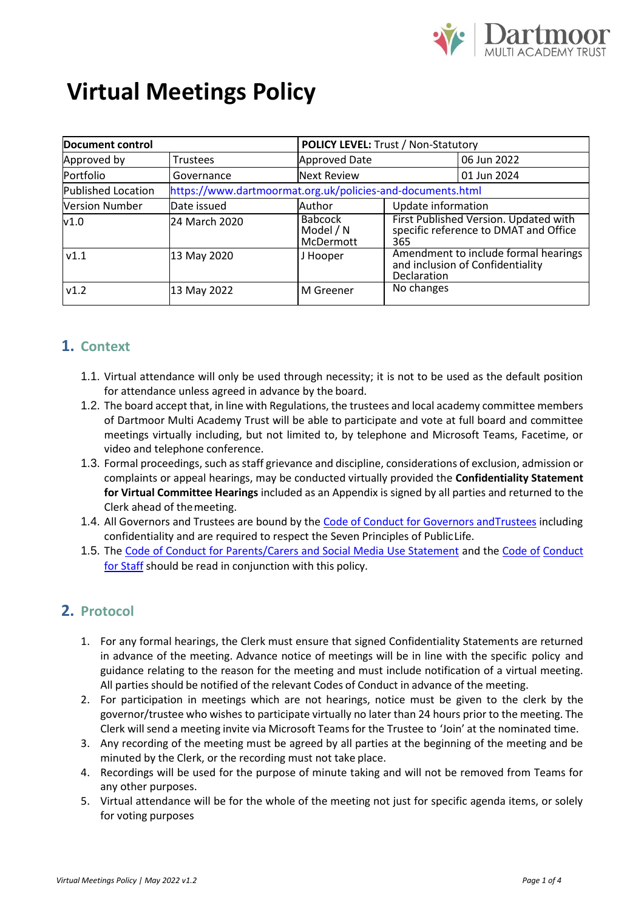Dartmoor MULTI ACADEMY TRUST

# Virtual Meetings Policy

| Document control | | POLICY LEVEL: Trust / Non-Statutory | | |
|---|---|---|---|---|
| Approved by | Trustees | Approved Date | | 06 Jun 2022 |
| Portfolio | Governance | Next Review | | 01 Jun 2024 |
| Published Location | https://www.dartmoormat.org.uk/policies-and-documents.html | | | |
| Version Number | Date issued | Author | Update information | |
| v1.0 | 24 March 2020 | Babcock Model / N McDermott | First Published Version. Updated with specific reference to DMAT and Office 365 | |
| v1.1 | 13 May 2020 | J Hooper | Amendment to include formal hearings and inclusion of Confidentiality Declaration | |
| v1.2 | 13 May 2022 | M Greener | No changes | |

## 1. Context

1.1. Virtual attendance will only be used through necessity; it is not to be used as the default position for attendance unless agreed in advance by the board.

1.2. The board accept that, in line with Regulations, the trustees and local academy committee members of Dartmoor Multi Academy Trust will be able to participate and vote at full board and committee meetings virtually including, but not limited to, by telephone and Microsoft Teams, Facetime, or video and telephone conference.

1.3. Formal proceedings, such as staff grievance and discipline, considerations of exclusion, admission or complaints or appeal hearings, may be conducted virtually provided the **Confidentiality Statement for Virtual Committee Hearings** included as an Appendix is signed by all parties and returned to the Clerk ahead of the meeting.

1.4. All Governors and Trustees are bound by the Code of Conduct for Governors and Trustees including confidentiality and are required to respect the Seven Principles of Public Life.

1.5. The Code of Conduct for Parents/Carers and Social Media Use Statement and the Code of Conduct for Staff should be read in conjunction with this policy.

## 2. Protocol

1. For any formal hearings, the Clerk must ensure that signed Confidentiality Statements are returned in advance of the meeting. Advance notice of meetings will be in line with the specific policy and guidance relating to the reason for the meeting and must include notification of a virtual meeting. All parties should be notified of the relevant Codes of Conduct in advance of the meeting.
2. For participation in meetings which are not hearings, notice must be given to the clerk by the governor/trustee who wishes to participate virtually no later than 24 hours prior to the meeting. The Clerk will send a meeting invite via Microsoft Teams for the Trustee to 'Join' at the nominated time.
3. Any recording of the meeting must be agreed by all parties at the beginning of the meeting and be minuted by the Clerk, or the recording must not take place.
4. Recordings will be used for the purpose of minute taking and will not be removed from Teams for any other purposes.
5. Virtual attendance will be for the whole of the meeting not just for specific agenda items, or solely for voting purposes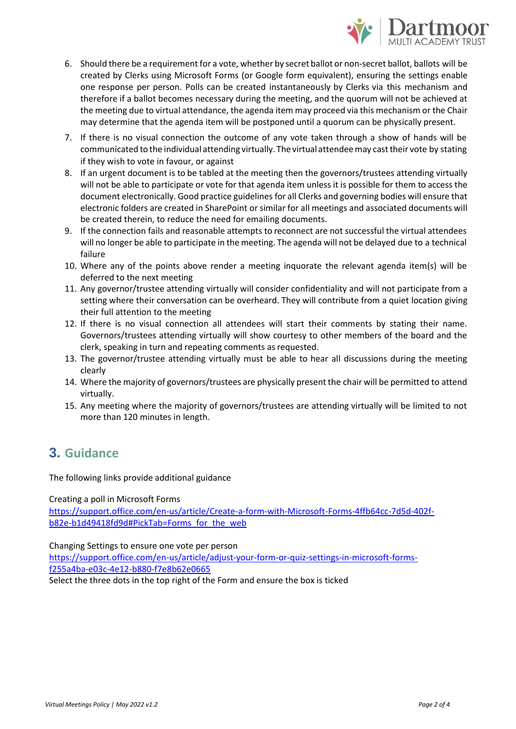6. Should there be a requirement for a vote, whether by secret ballot or non-secret ballot, ballots will be created by Clerks using Microsoft Forms (or Google form equivalent), ensuring the settings enable one response per person. Polls can be created instantaneously by Clerks via this mechanism and therefore if a ballot becomes necessary during the meeting, and the quorum will not be achieved at the meeting due to virtual attendance, the agenda item may proceed via this mechanism or the Chair may determine that the agenda item will be postponed until a quorum can be physically present.
7. If there is no visual connection the outcome of any vote taken through a show of hands will be communicated to the individual attending virtually. The virtual attendee may cast their vote by stating if they wish to vote in favour, or against
8. If an urgent document is to be tabled at the meeting then the governors/trustees attending virtually will not be able to participate or vote for that agenda item unless it is possible for them to access the document electronically. Good practice guidelines for all Clerks and governing bodies will ensure that electronic folders are created in SharePoint or similar for all meetings and associated documents will be created therein, to reduce the need for emailing documents.
9. If the connection fails and reasonable attempts to reconnect are not successful the virtual attendees will no longer be able to participate in the meeting. The agenda will not be delayed due to a technical failure
10. Where any of the points above render a meeting inquorate the relevant agenda item(s) will be deferred to the next meeting
11. Any governor/trustee attending virtually will consider confidentiality and will not participate from a setting where their conversation can be overheard. They will contribute from a quiet location giving their full attention to the meeting
12. If there is no visual connection all attendees will start their comments by stating their name. Governors/trustees attending virtually will show courtesy to other members of the board and the clerk, speaking in turn and repeating comments as requested.
13. The governor/trustee attending virtually must be able to hear all discussions during the meeting clearly
14. Where the majority of governors/trustees are physically present the chair will be permitted to attend virtually.
15. Any meeting where the majority of governors/trustees are attending virtually will be limited to not more than 120 minutes in length.

## 3. Guidance

The following links provide additional guidance

Creating a poll in Microsoft Forms
https://support.office.com/en-us/article/Create-a-form-with-Microsoft-Forms-4ffb64cc-7d5d-402f-b82e-b1d49418fd9d#PickTab=Forms_for_the_web

Changing Settings to ensure one vote per person
https://support.office.com/en-us/article/adjust-your-form-or-quiz-settings-in-microsoft-forms-f255a4ba-e03c-4e12-b880-f7e8b62e0665
Select the three dots in the top right of the Form and ensure the box is ticked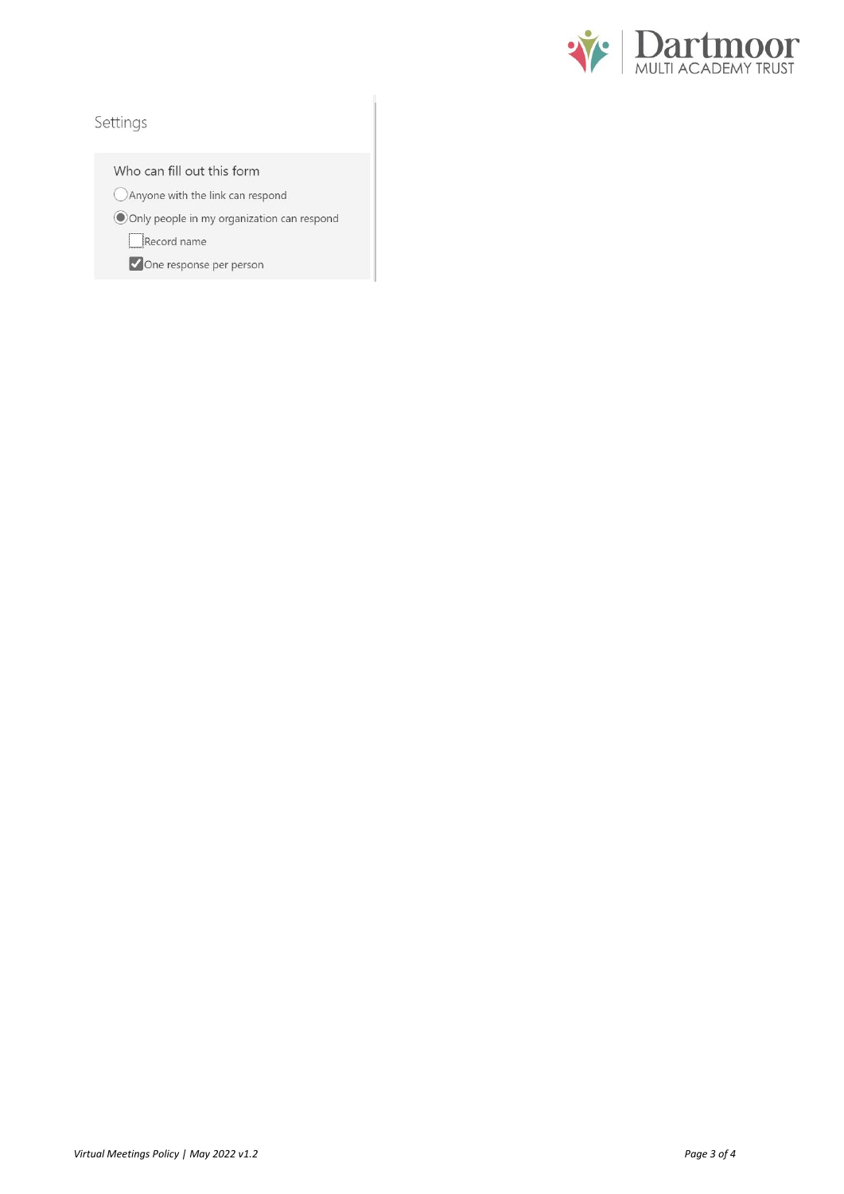Settings

Who can fill out this form

- ◯ Anyone with the link can respond
- ◉ Only people in my organization can respond
  - ☐ Record name
  - ☑ One response per person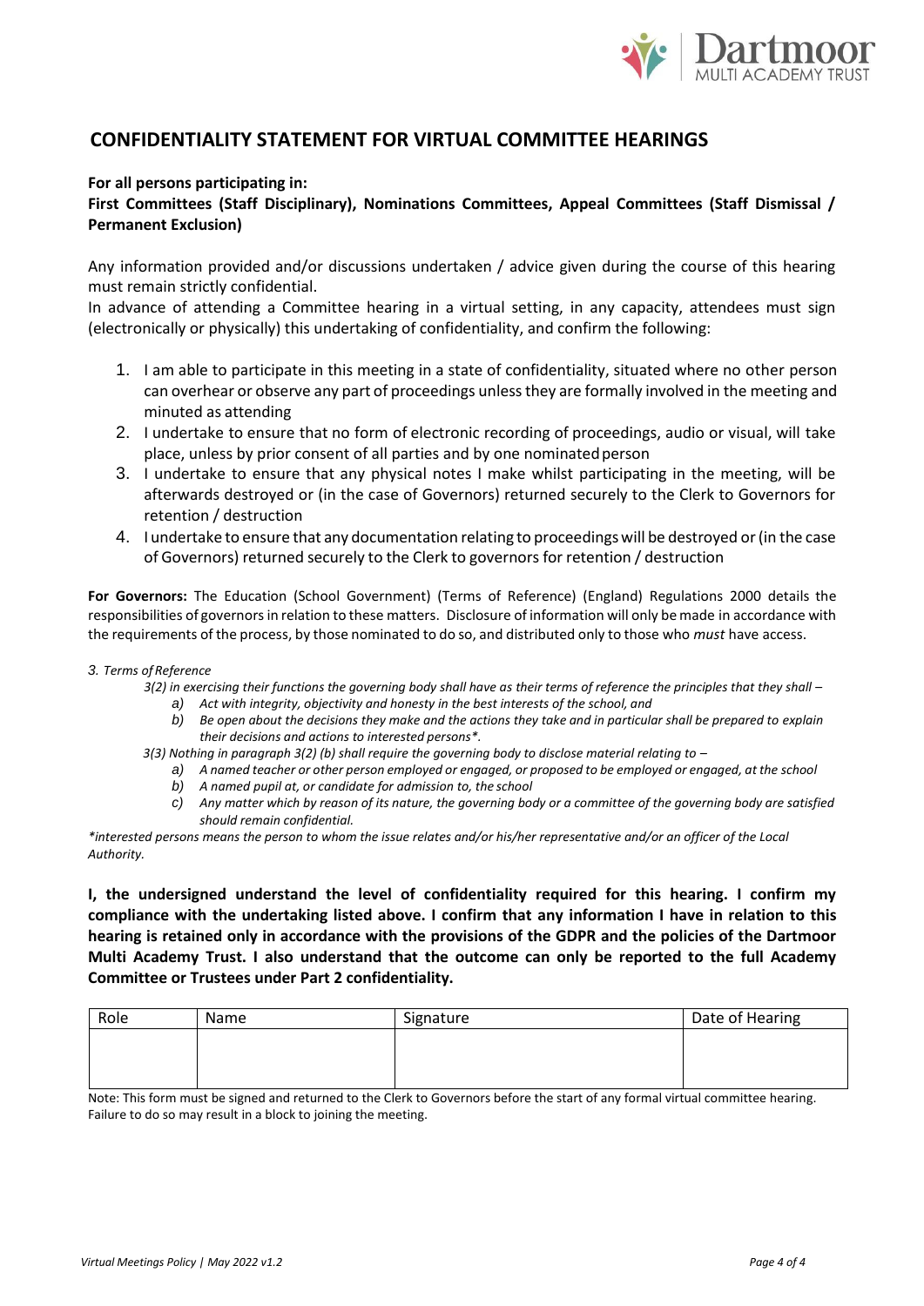## CONFIDENTIALITY STATEMENT FOR VIRTUAL COMMITTEE HEARINGS

**For all persons participating in:**
**First Committees (Staff Disciplinary), Nominations Committees, Appeal Committees (Staff Dismissal / Permanent Exclusion)**

Any information provided and/or discussions undertaken / advice given during the course of this hearing must remain strictly confidential.
In advance of attending a Committee hearing in a virtual setting, in any capacity, attendees must sign (electronically or physically) this undertaking of confidentiality, and confirm the following:

1. I am able to participate in this meeting in a state of confidentiality, situated where no other person can overhear or observe any part of proceedings unless they are formally involved in the meeting and minuted as attending
2. I undertake to ensure that no form of electronic recording of proceedings, audio or visual, will take place, unless by prior consent of all parties and by one nominated person
3. I undertake to ensure that any physical notes I make whilst participating in the meeting, will be afterwards destroyed or (in the case of Governors) returned securely to the Clerk to Governors for retention / destruction
4. I undertake to ensure that any documentation relating to proceedings will be destroyed or (in the case of Governors) returned securely to the Clerk to governors for retention / destruction

**For Governors:** The Education (School Government) (Terms of Reference) (England) Regulations 2000 details the responsibilities of governors in relation to these matters. Disclosure of information will only be made in accordance with the requirements of the process, by those nominated to do so, and distributed only to those who *must* have access.

*3. Terms of Reference*

*3(2) in exercising their functions the governing body shall have as their terms of reference the principles that they shall –*

*a) Act with integrity, objectivity and honesty in the best interests of the school, and*
*b) Be open about the decisions they make and the actions they take and in particular shall be prepared to explain their decisions and actions to interested persons\*.*

*3(3) Nothing in paragraph 3(2) (b) shall require the governing body to disclose material relating to –*

*a) A named teacher or other person employed or engaged, or proposed to be employed or engaged, at the school*
*b) A named pupil at, or candidate for admission to, the school*
*c) Any matter which by reason of its nature, the governing body or a committee of the governing body are satisfied should remain confidential.*

*\*interested persons means the person to whom the issue relates and/or his/her representative and/or an officer of the Local Authority.*

**I, the undersigned understand the level of confidentiality required for this hearing. I confirm my compliance with the undertaking listed above. I confirm that any information I have in relation to this hearing is retained only in accordance with the provisions of the GDPR and the policies of the Dartmoor Multi Academy Trust. I also understand that the outcome can only be reported to the full Academy Committee or Trustees under Part 2 confidentiality.**

| Role | Name | Signature | Date of Hearing |
| --- | --- | --- | --- |
| | | | |

Note: This form must be signed and returned to the Clerk to Governors before the start of any formal virtual committee hearing. Failure to do so may result in a block to joining the meeting.